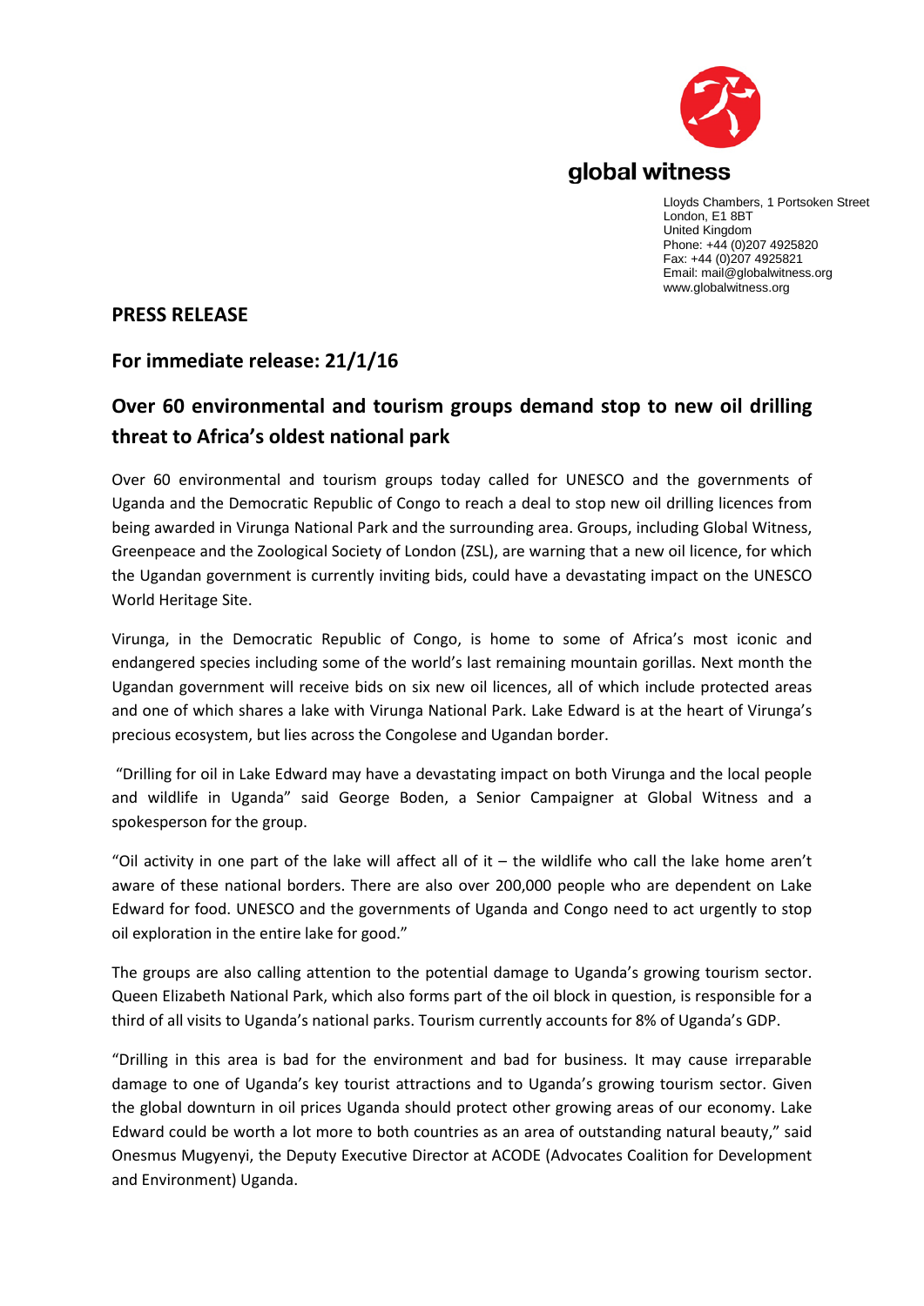global witness

Lloyds Chambers, 1 Portsoken Street
London, E1 8BT
United Kingdom
Phone: +44 (0)207 4925820
Fax: +44 (0)207 4925821
Email: mail@globalwitness.org
www.globalwitness.org

**PRESS RELEASE**

**For immediate release: 21/1/16**

## Over 60 environmental and tourism groups demand stop to new oil drilling threat to Africa's oldest national park

Over 60 environmental and tourism groups today called for UNESCO and the governments of Uganda and the Democratic Republic of Congo to reach a deal to stop new oil drilling licences from being awarded in Virunga National Park and the surrounding area. Groups, including Global Witness, Greenpeace and the Zoological Society of London (ZSL), are warning that a new oil licence, for which the Ugandan government is currently inviting bids, could have a devastating impact on the UNESCO World Heritage Site.

Virunga, in the Democratic Republic of Congo, is home to some of Africa's most iconic and endangered species including some of the world's last remaining mountain gorillas. Next month the Ugandan government will receive bids on six new oil licences, all of which include protected areas and one of which shares a lake with Virunga National Park. Lake Edward is at the heart of Virunga's precious ecosystem, but lies across the Congolese and Ugandan border.

"Drilling for oil in Lake Edward may have a devastating impact on both Virunga and the local people and wildlife in Uganda" said George Boden, a Senior Campaigner at Global Witness and a spokesperson for the group.

"Oil activity in one part of the lake will affect all of it – the wildlife who call the lake home aren't aware of these national borders. There are also over 200,000 people who are dependent on Lake Edward for food. UNESCO and the governments of Uganda and Congo need to act urgently to stop oil exploration in the entire lake for good."

The groups are also calling attention to the potential damage to Uganda's growing tourism sector. Queen Elizabeth National Park, which also forms part of the oil block in question, is responsible for a third of all visits to Uganda's national parks. Tourism currently accounts for 8% of Uganda's GDP.

"Drilling in this area is bad for the environment and bad for business. It may cause irreparable damage to one of Uganda's key tourist attractions and to Uganda's growing tourism sector. Given the global downturn in oil prices Uganda should protect other growing areas of our economy. Lake Edward could be worth a lot more to both countries as an area of outstanding natural beauty," said Onesmus Mugyenyi, the Deputy Executive Director at ACODE (Advocates Coalition for Development and Environment) Uganda.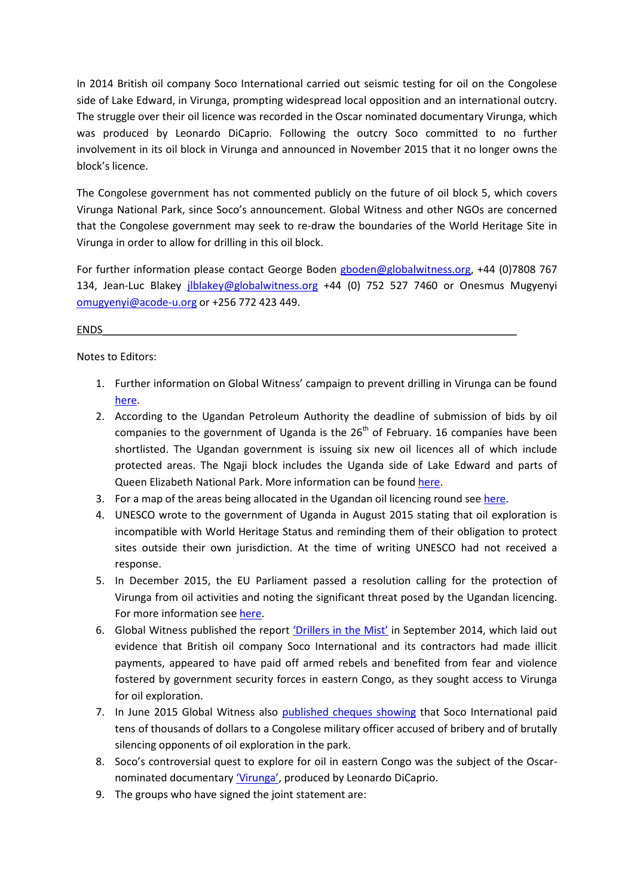In 2014 British oil company Soco International carried out seismic testing for oil on the Congolese side of Lake Edward, in Virunga, prompting widespread local opposition and an international outcry. The struggle over their oil licence was recorded in the Oscar nominated documentary Virunga, which was produced by Leonardo DiCaprio. Following the outcry Soco committed to no further involvement in its oil block in Virunga and announced in November 2015 that it no longer owns the block's licence.

The Congolese government has not commented publicly on the future of oil block 5, which covers Virunga National Park, since Soco's announcement. Global Witness and other NGOs are concerned that the Congolese government may seek to re-draw the boundaries of the World Heritage Site in Virunga in order to allow for drilling in this oil block.

For further information please contact George Boden gboden@globalwitness.org, +44 (0)7808 767 134, Jean-Luc Blakey jlblakey@globalwitness.org +44 (0) 752 527 7460 or Onesmus Mugyenyi omugyenyi@acode-u.org or +256 772 423 449.

ENDS

Notes to Editors:

1. Further information on Global Witness' campaign to prevent drilling in Virunga can be found here.
2. According to the Ugandan Petroleum Authority the deadline of submission of bids by oil companies to the government of Uganda is the 26th of February. 16 companies have been shortlisted. The Ugandan government is issuing six new oil licences all of which include protected areas. The Ngaji block includes the Uganda side of Lake Edward and parts of Queen Elizabeth National Park. More information can be found here.
3. For a map of the areas being allocated in the Ugandan oil licencing round see here.
4. UNESCO wrote to the government of Uganda in August 2015 stating that oil exploration is incompatible with World Heritage Status and reminding them of their obligation to protect sites outside their own jurisdiction. At the time of writing UNESCO had not received a response.
5. In December 2015, the EU Parliament passed a resolution calling for the protection of Virunga from oil activities and noting the significant threat posed by the Ugandan licencing. For more information see here.
6. Global Witness published the report 'Drillers in the Mist' in September 2014, which laid out evidence that British oil company Soco International and its contractors had made illicit payments, appeared to have paid off armed rebels and benefited from fear and violence fostered by government security forces in eastern Congo, as they sought access to Virunga for oil exploration.
7. In June 2015 Global Witness also published cheques showing that Soco International paid tens of thousands of dollars to a Congolese military officer accused of bribery and of brutally silencing opponents of oil exploration in the park.
8. Soco's controversial quest to explore for oil in eastern Congo was the subject of the Oscar-nominated documentary 'Virunga', produced by Leonardo DiCaprio.
9. The groups who have signed the joint statement are: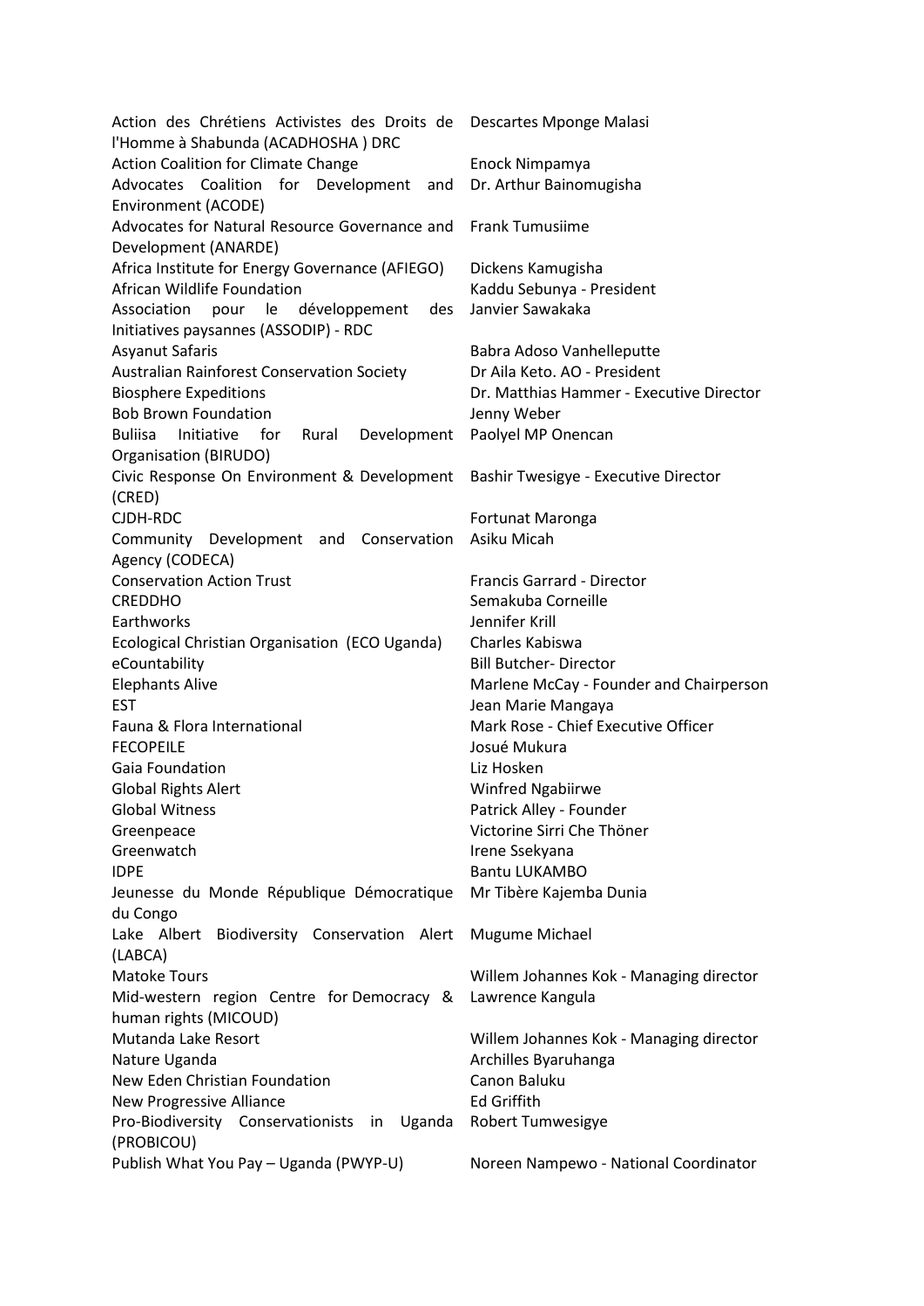| | |
|---|---|
| Action des Chrétiens Activistes des Droits de l'Homme à Shabunda (ACADHOSHA ) DRC | Descartes Mponge Malasi |
| Action Coalition for Climate Change | Enock Nimpamya |
| Advocates Coalition for Development and Environment (ACODE) | Dr. Arthur Bainomugisha |
| Advocates for Natural Resource Governance and Development (ANARDE) | Frank Tumusiime |
| Africa Institute for Energy Governance (AFIEGO) | Dickens Kamugisha |
| African Wildlife Foundation | Kaddu Sebunya - President |
| Association pour le développement des Initiatives paysannes (ASSODIP) - RDC | Janvier Sawakaka |
| Asyanut Safaris | Babra Adoso Vanhelleputte |
| Australian Rainforest Conservation Society | Dr Aila Keto. AO - President |
| Biosphere Expeditions | Dr. Matthias Hammer - Executive Director |
| Bob Brown Foundation | Jenny Weber |
| Buliisa Initiative for Rural Development Organisation (BIRUDO) | Paolyel MP Onencan |
| Civic Response On Environment & Development (CRED) | Bashir Twesigye - Executive Director |
| CJDH-RDC | Fortunat Maronga |
| Community Development and Conservation Agency (CODECA) | Asiku Micah |
| Conservation Action Trust | Francis Garrard - Director |
| CREDDHO | Semakuba Corneille |
| Earthworks | Jennifer Krill |
| Ecological Christian Organisation (ECO Uganda) | Charles Kabiswa |
| eCountability | Bill Butcher- Director |
| Elephants Alive | Marlene McCay - Founder and Chairperson |
| EST | Jean Marie Mangaya |
| Fauna & Flora International | Mark Rose - Chief Executive Officer |
| FECOPEILE | Josué Mukura |
| Gaia Foundation | Liz Hosken |
| Global Rights Alert | Winfred Ngabiirwe |
| Global Witness | Patrick Alley - Founder |
| Greenpeace | Victorine Sirri Che Thöner |
| Greenwatch | Irene Ssekyana |
| IDPE | Bantu LUKAMBO |
| Jeunesse du Monde République Démocratique du Congo | Mr Tibère Kajemba Dunia |
| Lake Albert Biodiversity Conservation Alert (LABCA) | Mugume Michael |
| Matoke Tours | Willem Johannes Kok - Managing director |
| Mid-western region Centre for Democracy & human rights (MICOUD) | Lawrence Kangula |
| Mutanda Lake Resort | Willem Johannes Kok - Managing director |
| Nature Uganda | Archilles Byaruhanga |
| New Eden Christian Foundation | Canon Baluku |
| New Progressive Alliance | Ed Griffith |
| Pro-Biodiversity Conservationists in Uganda (PROBICOU) | Robert Tumwesigye |
| Publish What You Pay – Uganda (PWYP-U) | Noreen Nampewo - National Coordinator |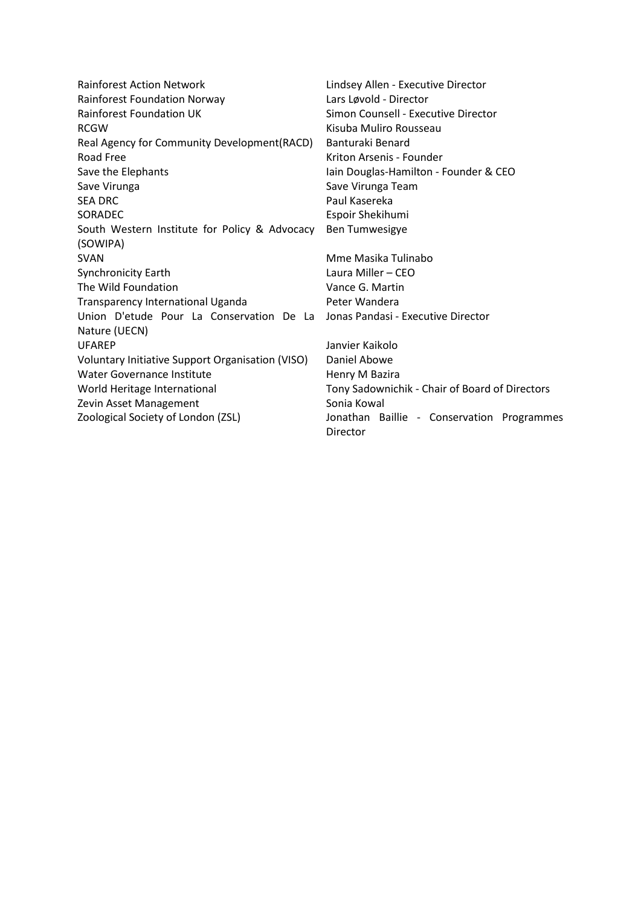| | |
|---|---|
| Rainforest Action Network | Lindsey Allen - Executive Director |
| Rainforest Foundation Norway | Lars Løvold - Director |
| Rainforest Foundation UK | Simon Counsell - Executive Director |
| RCGW | Kisuba Muliro Rousseau |
| Real Agency for Community Development(RACD) | Banturaki Benard |
| Road Free | Kriton Arsenis - Founder |
| Save the Elephants | Iain Douglas-Hamilton - Founder & CEO |
| Save Virunga | Save Virunga Team |
| SEA DRC | Paul Kasereka |
| SORADEC | Espoir Shekihumi |
| South Western Institute for Policy & Advocacy (SOWIPA) | Ben Tumwesigye |
| SVAN | Mme Masika Tulinabo |
| Synchronicity Earth | Laura Miller – CEO |
| The Wild Foundation | Vance G. Martin |
| Transparency International Uganda | Peter Wandera |
| Union D'etude Pour La Conservation De La Nature (UECN) | Jonas Pandasi - Executive Director |
| UFAREP | Janvier Kaikolo |
| Voluntary Initiative Support Organisation (VISO) | Daniel Abowe |
| Water Governance Institute | Henry M Bazira |
| World Heritage International | Tony Sadownichik - Chair of Board of Directors |
| Zevin Asset Management | Sonia Kowal |
| Zoological Society of London (ZSL) | Jonathan Baillie - Conservation Programmes Director |